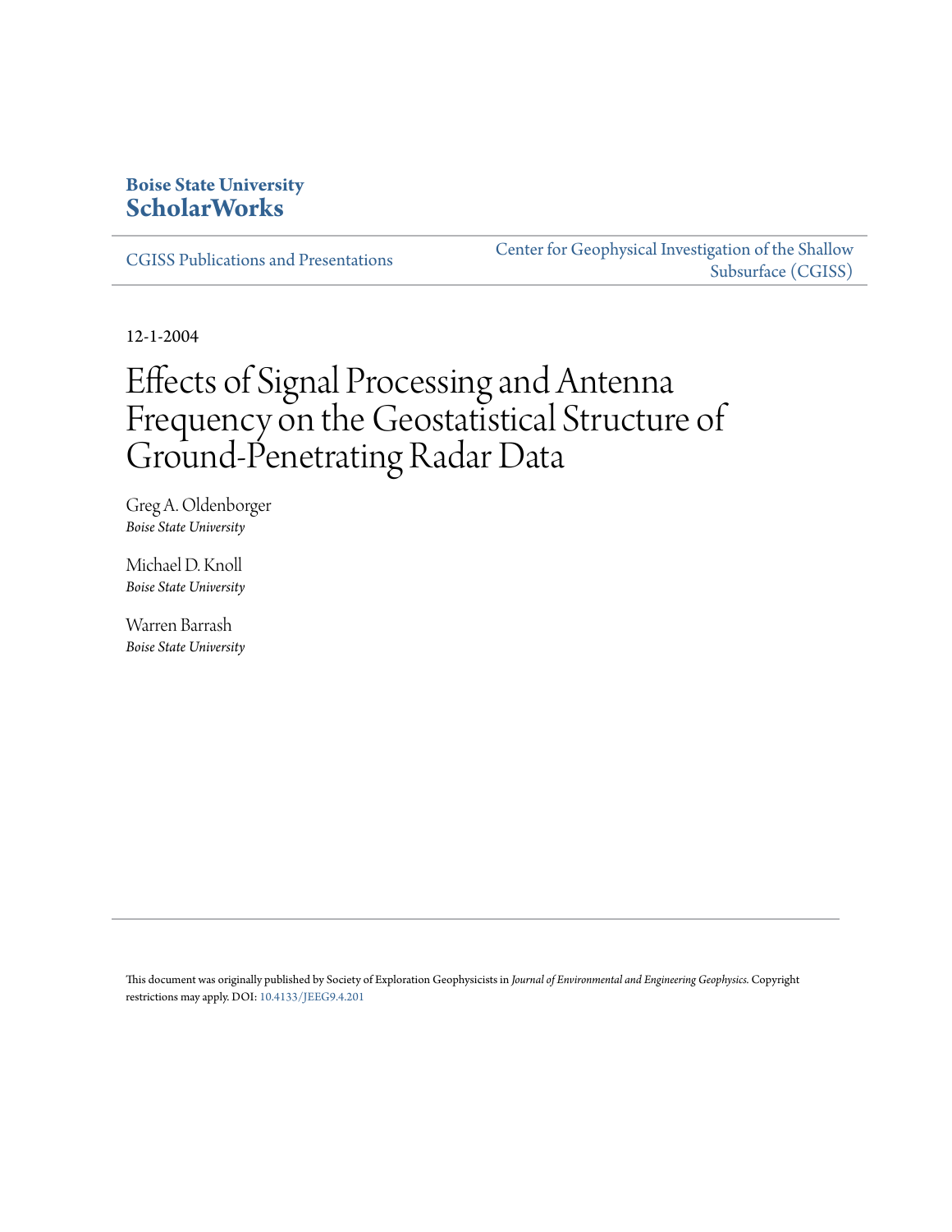**Boise State University**
**ScholarWorks**

CGISS Publications and Presentations

Center for Geophysical Investigation of the Shallow Subsurface (CGISS)

12-1-2004

# Effects of Signal Processing and Antenna Frequency on the Geostatistical Structure of Ground-Penetrating Radar Data

Greg A. Oldenborger
*Boise State University*

Michael D. Knoll
*Boise State University*

Warren Barrash
*Boise State University*

This document was originally published by Society of Exploration Geophysicists in *Journal of Environmental and Engineering Geophysics*. Copyright restrictions may apply. DOI: 10.4133/JEEG9.4.201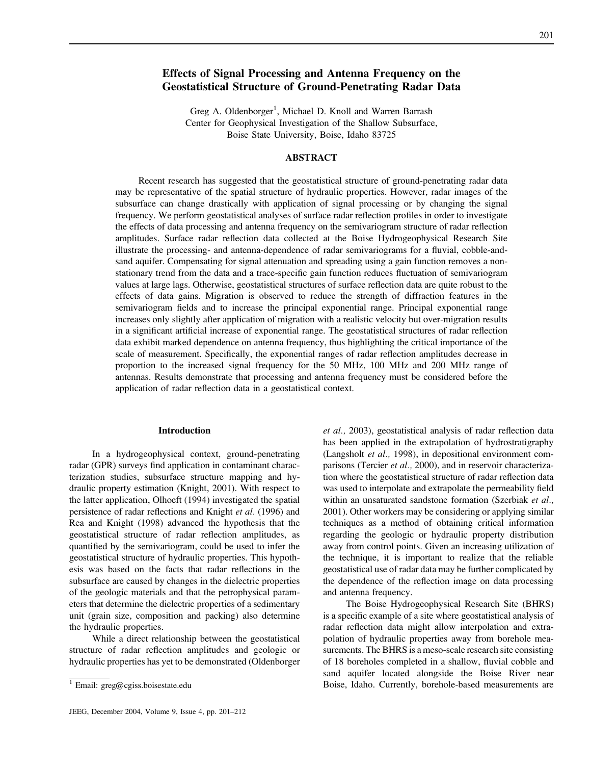# Effects of Signal Processing and Antenna Frequency on the Geostatistical Structure of Ground-Penetrating Radar Data

Greg A. Oldenborger[1], Michael D. Knoll and Warren Barrash
Center for Geophysical Investigation of the Shallow Subsurface,
Boise State University, Boise, Idaho 83725

## ABSTRACT

Recent research has suggested that the geostatistical structure of ground-penetrating radar data may be representative of the spatial structure of hydraulic properties. However, radar images of the subsurface can change drastically with application of signal processing or by changing the signal frequency. We perform geostatistical analyses of surface radar reflection profiles in order to investigate the effects of data processing and antenna frequency on the semivariogram structure of radar reflection amplitudes. Surface radar reflection data collected at the Boise Hydrogeophysical Research Site illustrate the processing- and antenna-dependence of radar semivariograms for a fluvial, cobble-and-sand aquifer. Compensating for signal attenuation and spreading using a gain function removes a non-stationary trend from the data and a trace-specific gain function reduces fluctuation of semivariogram values at large lags. Otherwise, geostatistical structures of surface reflection data are quite robust to the effects of data gains. Migration is observed to reduce the strength of diffraction features in the semivariogram fields and to increase the principal exponential range. Principal exponential range increases only slightly after application of migration with a realistic velocity but over-migration results in a significant artificial increase of exponential range. The geostatistical structures of radar reflection data exhibit marked dependence on antenna frequency, thus highlighting the critical importance of the scale of measurement. Specifically, the exponential ranges of radar reflection amplitudes decrease in proportion to the increased signal frequency for the 50 MHz, 100 MHz and 200 MHz range of antennas. Results demonstrate that processing and antenna frequency must be considered before the application of radar reflection data in a geostatistical context.

## Introduction

In a hydrogeophysical context, ground-penetrating radar (GPR) surveys find application in contaminant characterization studies, subsurface structure mapping and hydraulic property estimation (Knight, 2001). With respect to the latter application, Olhoeft (1994) investigated the spatial persistence of radar reflections and Knight *et al.* (1996) and Rea and Knight (1998) advanced the hypothesis that the geostatistical structure of radar reflection amplitudes, as quantified by the semivariogram, could be used to infer the geostatistical structure of hydraulic properties. This hypothesis was based on the facts that radar reflections in the subsurface are caused by changes in the dielectric properties of the geologic materials and that the petrophysical parameters that determine the dielectric properties of a sedimentary unit (grain size, composition and packing) also determine the hydraulic properties.

While a direct relationship between the geostatistical structure of radar reflection amplitudes and geologic or hydraulic properties has yet to be demonstrated (Oldenborger *et al.,* 2003), geostatistical analysis of radar reflection data has been applied in the extrapolation of hydrostratigraphy (Langsholt *et al.,* 1998), in depositional environment comparisons (Tercier *et al.,* 2000), and in reservoir characterization where the geostatistical structure of radar reflection data was used to interpolate and extrapolate the permeability field within an unsaturated sandstone formation (Szerbiak *et al.,* 2001). Other workers may be considering or applying similar techniques as a method of obtaining critical information regarding the geologic or hydraulic property distribution away from control points. Given an increasing utilization of the technique, it is important to realize that the reliable geostatistical use of radar data may be further complicated by the dependence of the reflection image on data processing and antenna frequency.

The Boise Hydrogeophysical Research Site (BHRS) is a specific example of a site where geostatistical analysis of radar reflection data might allow interpolation and extrapolation of hydraulic properties away from borehole measurements. The BHRS is a meso-scale research site consisting of 18 boreholes completed in a shallow, fluvial cobble and sand aquifer located alongside the Boise River near Boise, Idaho. Currently, borehole-based measurements are

[1] Email: greg@cgiss.boisestate.edu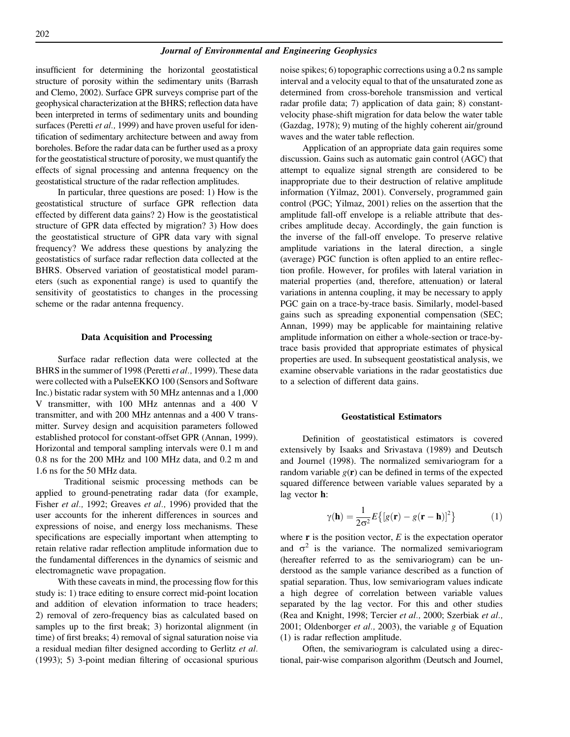insufficient for determining the horizontal geostatistical structure of porosity within the sedimentary units (Barrash and Clemo, 2002). Surface GPR surveys comprise part of the geophysical characterization at the BHRS; reflection data have been interpreted in terms of sedimentary units and bounding surfaces (Peretti *et al.,* 1999) and have proven useful for identification of sedimentary architecture between and away from boreholes. Before the radar data can be further used as a proxy for the geostatistical structure of porosity, we must quantify the effects of signal processing and antenna frequency on the geostatistical structure of the radar reflection amplitudes.

In particular, three questions are posed: 1) How is the geostatistical structure of surface GPR reflection data effected by different data gains? 2) How is the geostatistical structure of GPR data effected by migration? 3) How does the geostatistical structure of GPR data vary with signal frequency? We address these questions by analyzing the geostatistics of surface radar reflection data collected at the BHRS. Observed variation of geostatistical model parameters (such as exponential range) is used to quantify the sensitivity of geostatistics to changes in the processing scheme or the radar antenna frequency.

### Data Acquisition and Processing

Surface radar reflection data were collected at the BHRS in the summer of 1998 (Peretti *et al.,* 1999). These data were collected with a PulseEKKO 100 (Sensors and Software Inc.) bistatic radar system with 50 MHz antennas and a 1,000 V transmitter, with 100 MHz antennas and a 400 V transmitter, and with 200 MHz antennas and a 400 V transmitter. Survey design and acquisition parameters followed established protocol for constant-offset GPR (Annan, 1999). Horizontal and temporal sampling intervals were 0.1 m and 0.8 ns for the 200 MHz and 100 MHz data, and 0.2 m and 1.6 ns for the 50 MHz data.

Traditional seismic processing methods can be applied to ground-penetrating radar data (for example, Fisher *et al.,* 1992; Greaves *et al.,* 1996) provided that the user accounts for the inherent differences in sources and expressions of noise, and energy loss mechanisms. These specifications are especially important when attempting to retain relative radar reflection amplitude information due to the fundamental differences in the dynamics of seismic and electromagnetic wave propagation.

With these caveats in mind, the processing flow for this study is: 1) trace editing to ensure correct mid-point location and addition of elevation information to trace headers; 2) removal of zero-frequency bias as calculated based on samples up to the first break; 3) horizontal alignment (in time) of first breaks; 4) removal of signal saturation noise via a residual median filter designed according to Gerlitz *et al.* (1993); 5) 3-point median filtering of occasional spurious noise spikes; 6) topographic corrections using a 0.2 ns sample interval and a velocity equal to that of the unsaturated zone as determined from cross-borehole transmission and vertical radar profile data; 7) application of data gain; 8) constant-velocity phase-shift migration for data below the water table (Gazdag, 1978); 9) muting of the highly coherent air/ground waves and the water table reflection.

Application of an appropriate data gain requires some discussion. Gains such as automatic gain control (AGC) that attempt to equalize signal strength are considered to be inappropriate due to their destruction of relative amplitude information (Yilmaz, 2001). Conversely, programmed gain control (PGC; Yilmaz, 2001) relies on the assertion that the amplitude fall-off envelope is a reliable attribute that describes amplitude decay. Accordingly, the gain function is the inverse of the fall-off envelope. To preserve relative amplitude variations in the lateral direction, a single (average) PGC function is often applied to an entire reflection profile. However, for profiles with lateral variation in material properties (and, therefore, attenuation) or lateral variations in antenna coupling, it may be necessary to apply PGC gain on a trace-by-trace basis. Similarly, model-based gains such as spreading exponential compensation (SEC; Annan, 1999) may be applicable for maintaining relative amplitude information on either a whole-section or trace-by-trace basis provided that appropriate estimates of physical properties are used. In subsequent geostatistical analysis, we examine observable variations in the radar geostatistics due to a selection of different data gains.

### Geostatistical Estimators

Definition of geostatistical estimators is covered extensively by Isaaks and Srivastava (1989) and Deutsch and Journel (1998). The normalized semivariogram for a random variable $g(\mathbf{r})$ can be defined in terms of the expected squared difference between variable values separated by a lag vector $\mathbf{h}$:

$$\gamma(\mathbf{h}) = \frac{1}{2\sigma^2} E\{[g(\mathbf{r}) - g(\mathbf{r} - \mathbf{h})]^2\} \tag{1}$$

where $\mathbf{r}$ is the position vector, $E$ is the expectation operator and $\sigma^2$ is the variance. The normalized semivariogram (hereafter referred to as the semivariogram) can be understood as the sample variance described as a function of spatial separation. Thus, low semivariogram values indicate a high degree of correlation between variable values separated by the lag vector. For this and other studies (Rea and Knight, 1998; Tercier *et al.,* 2000; Szerbiak *et al.,* 2001; Oldenborger *et al.,* 2003), the variable $g$ of Equation (1) is radar reflection amplitude.

Often, the semivariogram is calculated using a directional, pair-wise comparison algorithm (Deutsch and Journel,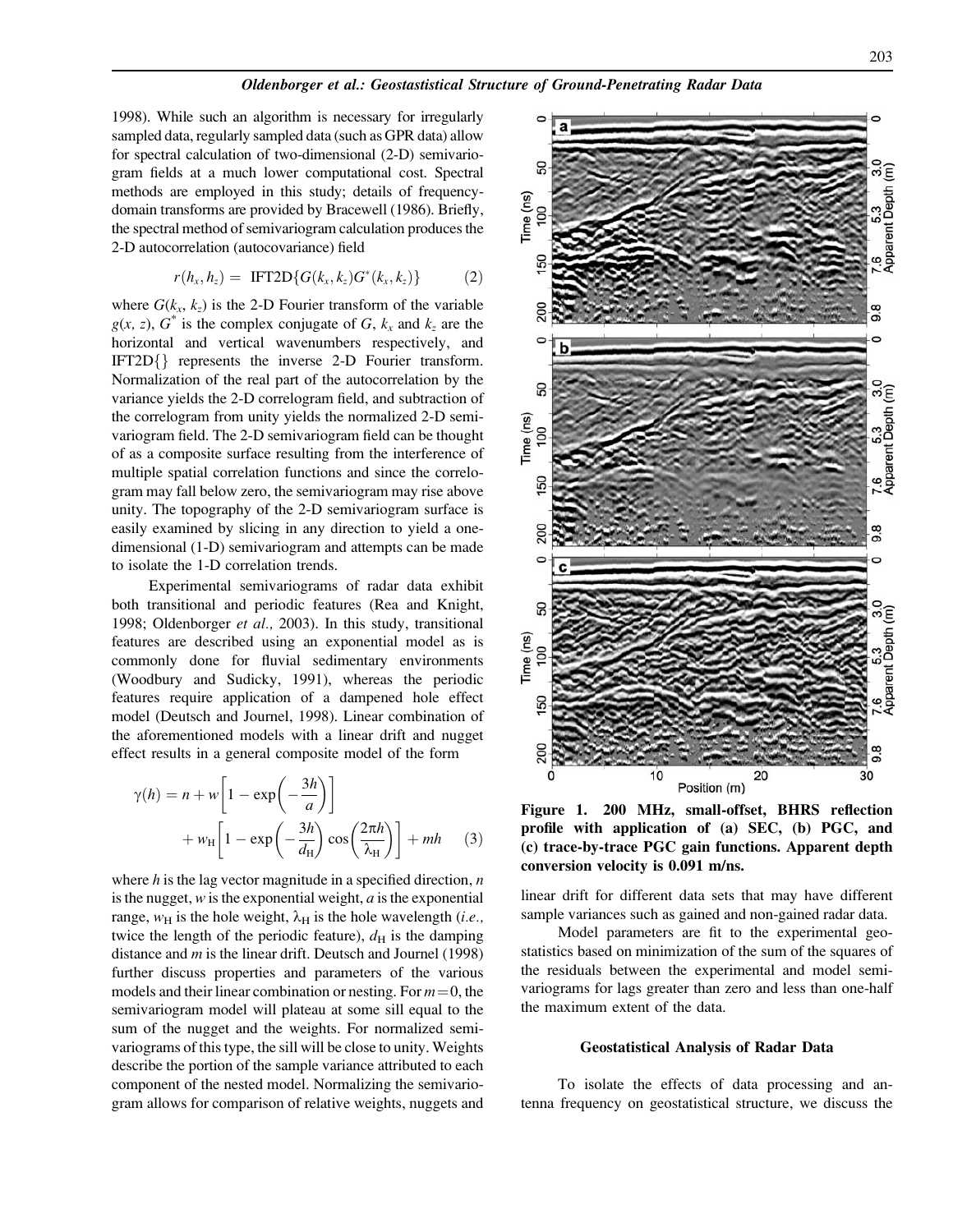1998). While such an algorithm is necessary for irregularly sampled data, regularly sampled data (such as GPR data) allow for spectral calculation of two-dimensional (2-D) semivariogram fields at a much lower computational cost. Spectral methods are employed in this study; details of frequency-domain transforms are provided by Bracewell (1986). Briefly, the spectral method of semivariogram calculation produces the 2-D autocorrelation (autocovariance) field

$$r(h_x, h_z) = \text{IFT2D}\{G(k_x, k_z)G^*(k_x, k_z)\} \tag{2}$$

where $G(k_x, k_z)$ is the 2-D Fourier transform of the variable $g(x, z)$, $G^*$ is the complex conjugate of $G$, $k_x$ and $k_z$ are the horizontal and vertical wavenumbers respectively, and IFT2D{} represents the inverse 2-D Fourier transform. Normalization of the real part of the autocorrelation by the variance yields the 2-D correlogram field, and subtraction of the correlogram from unity yields the normalized 2-D semivariogram field. The 2-D semivariogram field can be thought of as a composite surface resulting from the interference of multiple spatial correlation functions and since the correlogram may fall below zero, the semivariogram may rise above unity. The topography of the 2-D semivariogram surface is easily examined by slicing in any direction to yield a one-dimensional (1-D) semivariogram and attempts can be made to isolate the 1-D correlation trends.

Experimental semivariograms of radar data exhibit both transitional and periodic features (Rea and Knight, 1998; Oldenborger *et al.,* 2003). In this study, transitional features are described using an exponential model as is commonly done for fluvial sedimentary environments (Woodbury and Sudicky, 1991), whereas the periodic features require application of a dampened hole effect model (Deutsch and Journel, 1998). Linear combination of the aforementioned models with a linear drift and nugget effect results in a general composite model of the form

$$\gamma(h) = n + w\left[1 - \exp\left(-\frac{3h}{a}\right)\right] + w_{\mathrm{H}}\left[1 - \exp\left(-\frac{3h}{d_{\mathrm{H}}}\right)\cos\left(\frac{2\pi h}{\lambda_{\mathrm{H}}}\right)\right] + mh \tag{3}$$

where $h$ is the lag vector magnitude in a specified direction, $n$ is the nugget, $w$ is the exponential weight, $a$ is the exponential range, $w_{\mathrm{H}}$ is the hole weight, $\lambda_{\mathrm{H}}$ is the hole wavelength (*i.e.,* twice the length of the periodic feature), $d_{\mathrm{H}}$ is the damping distance and $m$ is the linear drift. Deutsch and Journel (1998) further discuss properties and parameters of the various models and their linear combination or nesting. For $m = 0$, the semivariogram model will plateau at some sill equal to the sum of the nugget and the weights. For normalized semivariograms of this type, the sill will be close to unity. Weights describe the portion of the sample variance attributed to each component of the nested model. Normalizing the semivariogram allows for comparison of relative weights, nuggets and linear drift for different data sets that may have different sample variances such as gained and non-gained radar data.

Model parameters are fit to the experimental geostatistics based on minimization of the sum of the squares of the residuals between the experimental and model semivariograms for lags greater than zero and less than one-half the maximum extent of the data.

**Figure 1. 200 MHz, small-offset, BHRS reflection profile with application of (a) SEC, (b) PGC, and (c) trace-by-trace PGC gain functions. Apparent depth conversion velocity is 0.091 m/ns.**

## Geostatistical Analysis of Radar Data

To isolate the effects of data processing and antenna frequency on geostatistical structure, we discuss the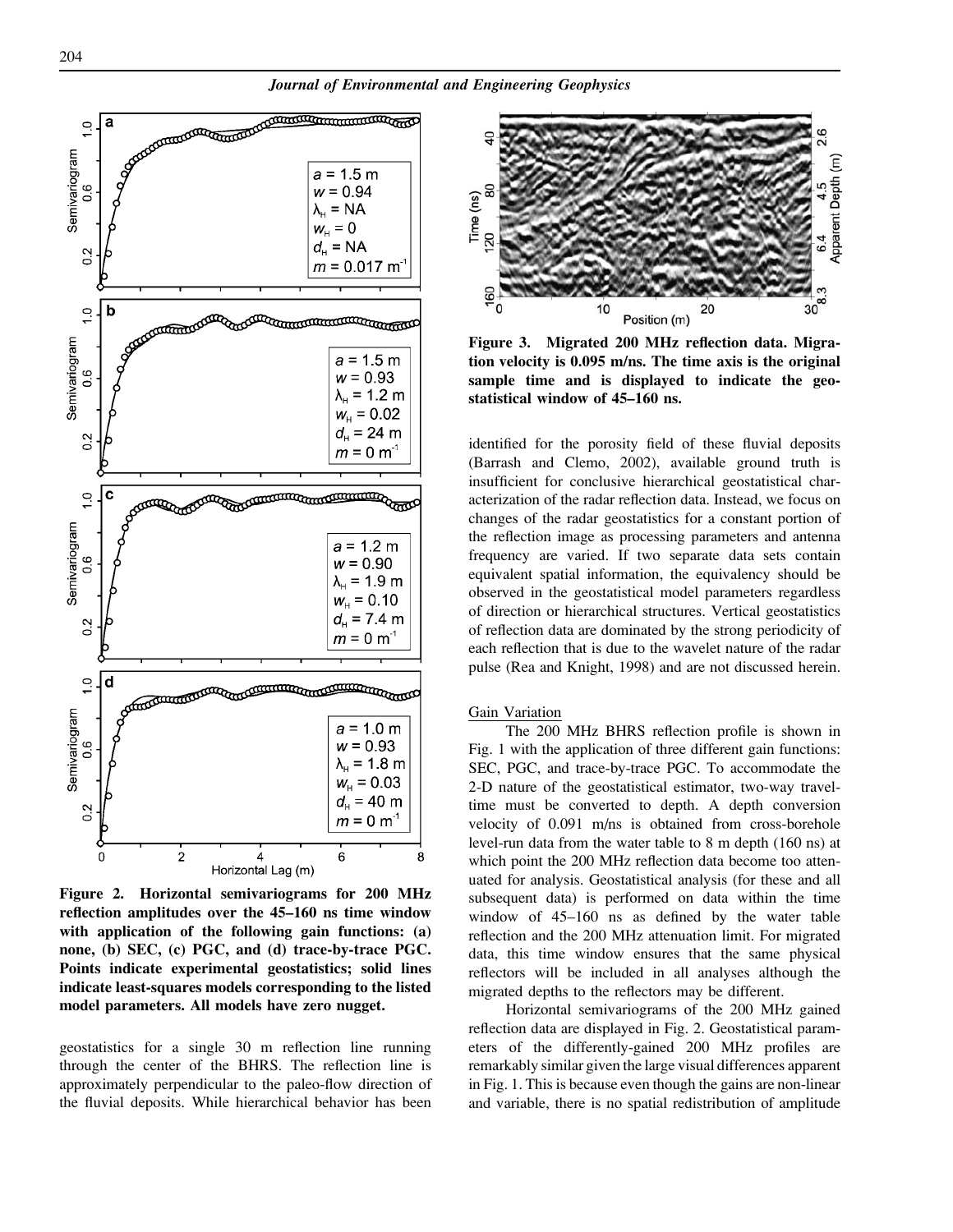**Figure 2. Horizontal semivariograms for 200 MHz reflection amplitudes over the 45–160 ns time window with application of the following gain functions: (a) none, (b) SEC, (c) PGC, and (d) trace-by-trace PGC. Points indicate experimental geostatistics; solid lines indicate least-squares models corresponding to the listed model parameters. All models have zero nugget.**

geostatistics for a single 30 m reflection line running through the center of the BHRS. The reflection line is approximately perpendicular to the paleo-flow direction of the fluvial deposits. While hierarchical behavior has been identified for the porosity field of these fluvial deposits (Barrash and Clemo, 2002), available ground truth is insufficient for conclusive hierarchical geostatistical characterization of the radar reflection data. Instead, we focus on changes of the radar geostatistics for a constant portion of the reflection image as processing parameters and antenna frequency are varied. If two separate data sets contain equivalent spatial information, the equivalency should be observed in the geostatistical model parameters regardless of direction or hierarchical structures. Vertical geostatistics of reflection data are dominated by the strong periodicity of each reflection that is due to the wavelet nature of the radar pulse (Rea and Knight, 1998) and are not discussed herein.

**Figure 3. Migrated 200 MHz reflection data. Migration velocity is 0.095 m/ns. The time axis is the original sample time and is displayed to indicate the geostatistical window of 45–160 ns.**

### Gain Variation

The 200 MHz BHRS reflection profile is shown in Fig. 1 with the application of three different gain functions: SEC, PGC, and trace-by-trace PGC. To accommodate the 2-D nature of the geostatistical estimator, two-way traveltime must be converted to depth. A depth conversion velocity of 0.091 m/ns is obtained from cross-borehole level-run data from the water table to 8 m depth (160 ns) at which point the 200 MHz reflection data become too attenuated for analysis. Geostatistical analysis (for these and all subsequent data) is performed on data within the time window of 45–160 ns as defined by the water table reflection and the 200 MHz attenuation limit. For migrated data, this time window ensures that the same physical reflectors will be included in all analyses although the migrated depths to the reflectors may be different.

Horizontal semivariograms of the 200 MHz gained reflection data are displayed in Fig. 2. Geostatistical parameters of the differently-gained 200 MHz profiles are remarkably similar given the large visual differences apparent in Fig. 1. This is because even though the gains are non-linear and variable, there is no spatial redistribution of amplitude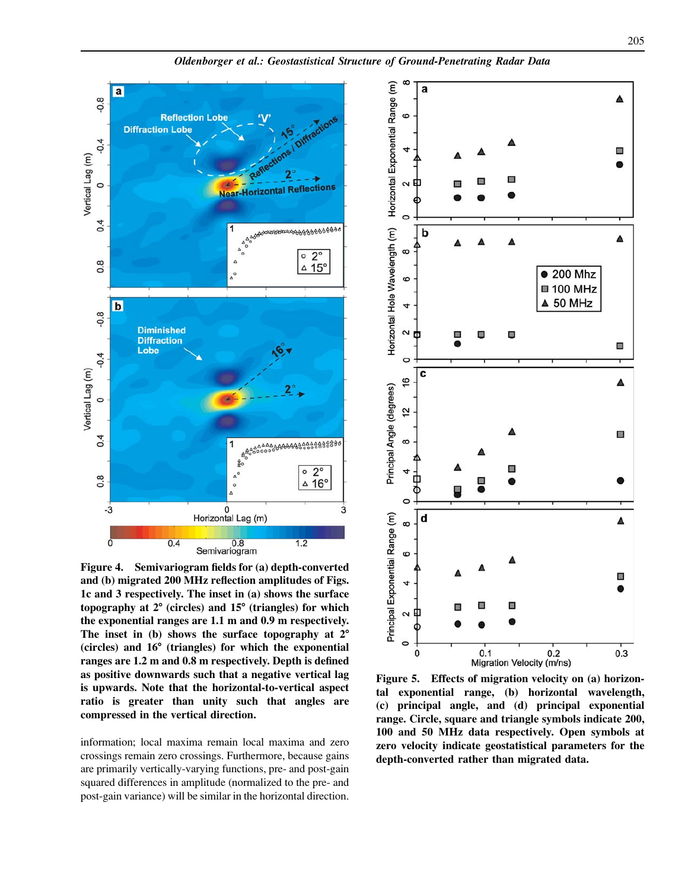**Figure 4.** Semivariogram fields for (a) depth-converted and (b) migrated 200 MHz reflection amplitudes of Figs. 1c and 3 respectively. The inset in (a) shows the surface topography at 2° (circles) and 15° (triangles) for which the exponential ranges are 1.1 m and 0.9 m respectively. The inset in (b) shows the surface topography at 2° (circles) and 16° (triangles) for which the exponential ranges are 1.2 m and 0.8 m respectively. Depth is defined as positive downwards such that a negative vertical lag is upwards. Note that the horizontal-to-vertical aspect ratio is greater than unity such that angles are compressed in the vertical direction.

information; local maxima remain local maxima and zero crossings remain zero crossings. Furthermore, because gains are primarily vertically-varying functions, pre- and post-gain squared differences in amplitude (normalized to the pre- and post-gain variance) will be similar in the horizontal direction.

**Figure 5.** Effects of migration velocity on (a) horizontal exponential range, (b) horizontal wavelength, (c) principal angle, and (d) principal exponential range. Circle, square and triangle symbols indicate 200, 100 and 50 MHz data respectively. Open symbols at zero velocity indicate geostatistical parameters for the depth-converted rather than migrated data.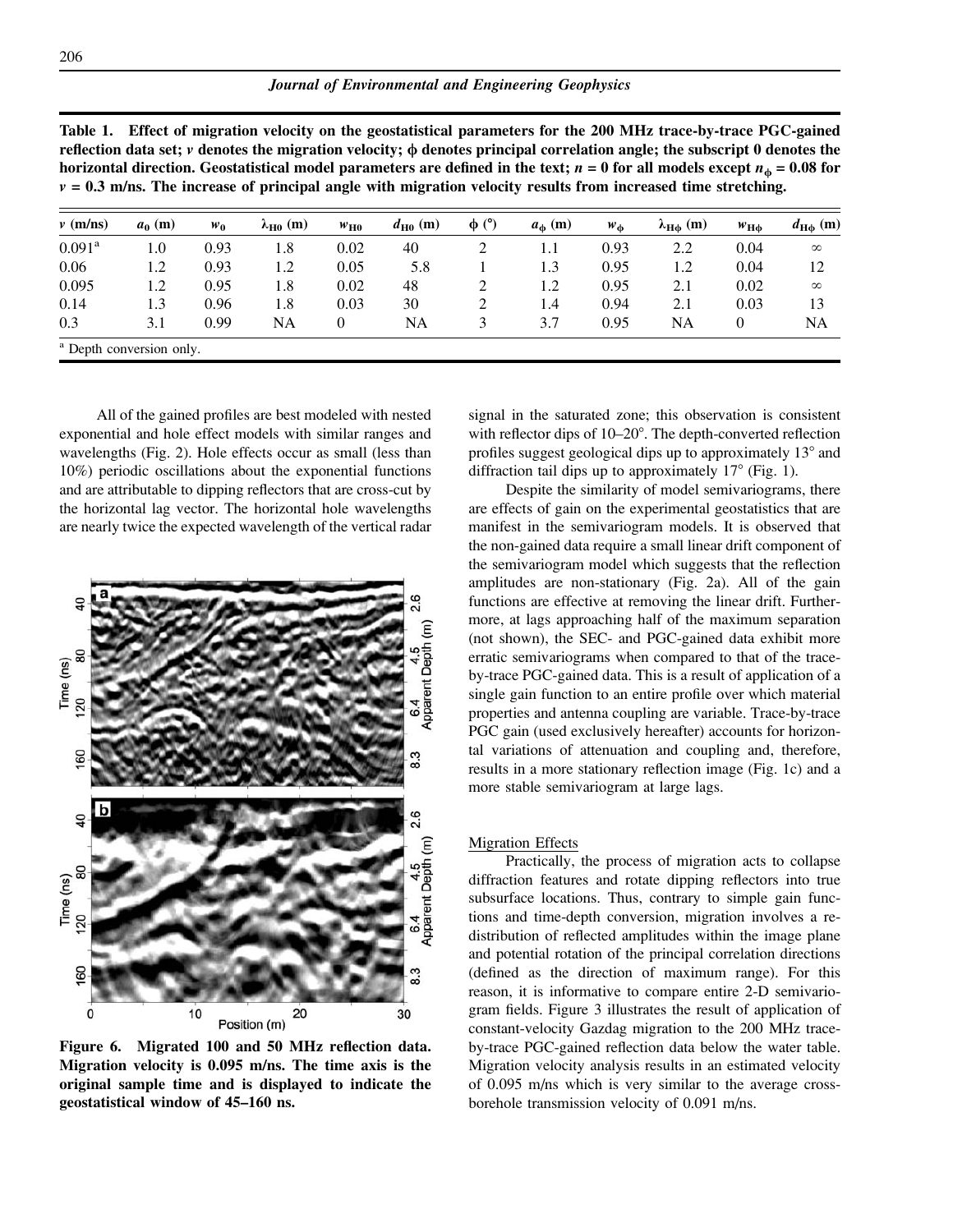**Table 1. Effect of migration velocity on the geostatistical parameters for the 200 MHz trace-by-trace PGC-gained reflection data set; $v$ denotes the migration velocity; $\phi$ denotes principal correlation angle; the subscript 0 denotes the horizontal direction. Geostatistical model parameters are defined in the text; $n = 0$ for all models except $n_{\phi} = 0.08$ for $v = 0.3$ m/ns. The increase of principal angle with migration velocity results from increased time stretching.**

| $v$ (m/ns) | $a_0$ (m) | $w_0$ | $\lambda_{H0}$ (m) | $w_{H0}$ | $d_{H0}$ (m) | $\phi$ (°) | $a_{\phi}$ (m) | $w_{\phi}$ | $\lambda_{H\phi}$ (m) | $w_{H\phi}$ | $d_{H\phi}$ (m) |
|---|---|---|---|---|---|---|---|---|---|---|---|
| 0.091[a] | 1.0 | 0.93 | 1.8 | 0.02 | 40 | 2 | 1.1 | 0.93 | 2.2 | 0.04 | $\infty$ |
| 0.06 | 1.2 | 0.93 | 1.2 | 0.05 | 5.8 | 1 | 1.3 | 0.95 | 1.2 | 0.04 | 12 |
| 0.095 | 1.2 | 0.95 | 1.8 | 0.02 | 48 | 2 | 1.2 | 0.95 | 2.1 | 0.02 | $\infty$ |
| 0.14 | 1.3 | 0.96 | 1.8 | 0.03 | 30 | 2 | 1.4 | 0.94 | 2.1 | 0.03 | 13 |
| 0.3 | 3.1 | 0.99 | NA | 0 | NA | 3 | 3.7 | 0.95 | NA | 0 | NA |

[a] Depth conversion only.

All of the gained profiles are best modeled with nested exponential and hole effect models with similar ranges and wavelengths (Fig. 2). Hole effects occur as small (less than 10%) periodic oscillations about the exponential functions and are attributable to dipping reflectors that are cross-cut by the horizontal lag vector. The horizontal hole wavelengths are nearly twice the expected wavelength of the vertical radar signal in the saturated zone; this observation is consistent with reflector dips of 10–20°. The depth-converted reflection profiles suggest geological dips up to approximately 13° and diffraction tail dips up to approximately 17° (Fig. 1).

Figure 6. Migrated 100 and 50 MHz reflection data. Migration velocity is 0.095 m/ns. The time axis is the original sample time and is displayed to indicate the geostatistical window of 45–160 ns.

Despite the similarity of model semivariograms, there are effects of gain on the experimental geostatistics that are manifest in the semivariogram models. It is observed that the non-gained data require a small linear drift component of the semivariogram model which suggests that the reflection amplitudes are non-stationary (Fig. 2a). All of the gain functions are effective at removing the linear drift. Furthermore, at lags approaching half of the maximum separation (not shown), the SEC- and PGC-gained data exhibit more erratic semivariograms when compared to that of the trace-by-trace PGC-gained data. This is a result of application of a single gain function to an entire profile over which material properties and antenna coupling are variable. Trace-by-trace PGC gain (used exclusively hereafter) accounts for horizontal variations of attenuation and coupling and, therefore, results in a more stationary reflection image (Fig. 1c) and a more stable semivariogram at large lags.

## Migration Effects

Practically, the process of migration acts to collapse diffraction features and rotate dipping reflectors into true subsurface locations. Thus, contrary to simple gain functions and time-depth conversion, migration involves a redistribution of reflected amplitudes within the image plane and potential rotation of the principal correlation directions (defined as the direction of maximum range). For this reason, it is informative to compare entire 2-D semivariogram fields. Figure 3 illustrates the result of application of constant-velocity Gazdag migration to the 200 MHz trace-by-trace PGC-gained reflection data below the water table. Migration velocity analysis results in an estimated velocity of 0.095 m/ns which is very similar to the average cross-borehole transmission velocity of 0.091 m/ns.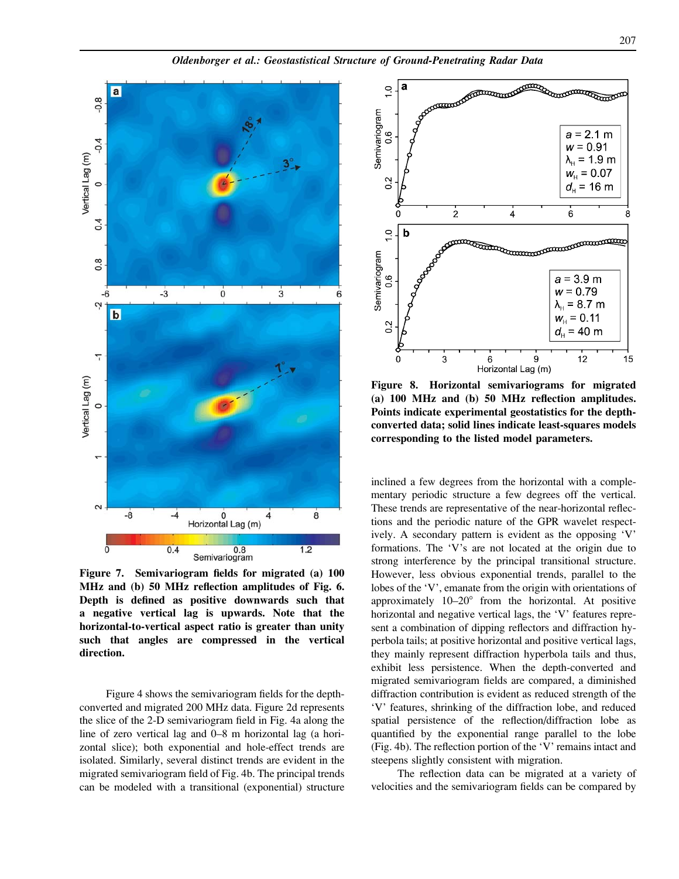**Figure 7. Semivariogram fields for migrated (a) 100 MHz and (b) 50 MHz reflection amplitudes of Fig. 6. Depth is defined as positive downwards such that a negative vertical lag is upwards. Note that the horizontal-to-vertical aspect ratio is greater than unity such that angles are compressed in the vertical direction.**

**Figure 8. Horizontal semivariograms for migrated (a) 100 MHz and (b) 50 MHz reflection amplitudes. Points indicate experimental geostatistics for the depth-converted data; solid lines indicate least-squares models corresponding to the listed model parameters.**

Figure 4 shows the semivariogram fields for the depth-converted and migrated 200 MHz data. Figure 2d represents the slice of the 2-D semivariogram field in Fig. 4a along the line of zero vertical lag and 0–8 m horizontal lag (a horizontal slice); both exponential and hole-effect trends are isolated. Similarly, several distinct trends are evident in the migrated semivariogram field of Fig. 4b. The principal trends can be modeled with a transitional (exponential) structure inclined a few degrees from the horizontal with a complementary periodic structure a few degrees off the vertical. These trends are representative of the near-horizontal reflections and the periodic nature of the GPR wavelet respectively. A secondary pattern is evident as the opposing 'V' formations. The 'V's are not located at the origin due to strong interference by the principal transitional structure. However, less obvious exponential trends, parallel to the lobes of the 'V', emanate from the origin with orientations of approximately 10–20° from the horizontal. At positive horizontal and negative vertical lags, the 'V' features represent a combination of dipping reflectors and diffraction hyperbola tails; at positive horizontal and positive vertical lags, they mainly represent diffraction hyperbola tails and thus, exhibit less persistence. When the depth-converted and migrated semivariogram fields are compared, a diminished diffraction contribution is evident as reduced strength of the 'V' features, shrinking of the diffraction lobe, and reduced spatial persistence of the reflection/diffraction lobe as quantified by the exponential range parallel to the lobe (Fig. 4b). The reflection portion of the 'V' remains intact and steepens slightly consistent with migration.

The reflection data can be migrated at a variety of velocities and the semivariogram fields can be compared by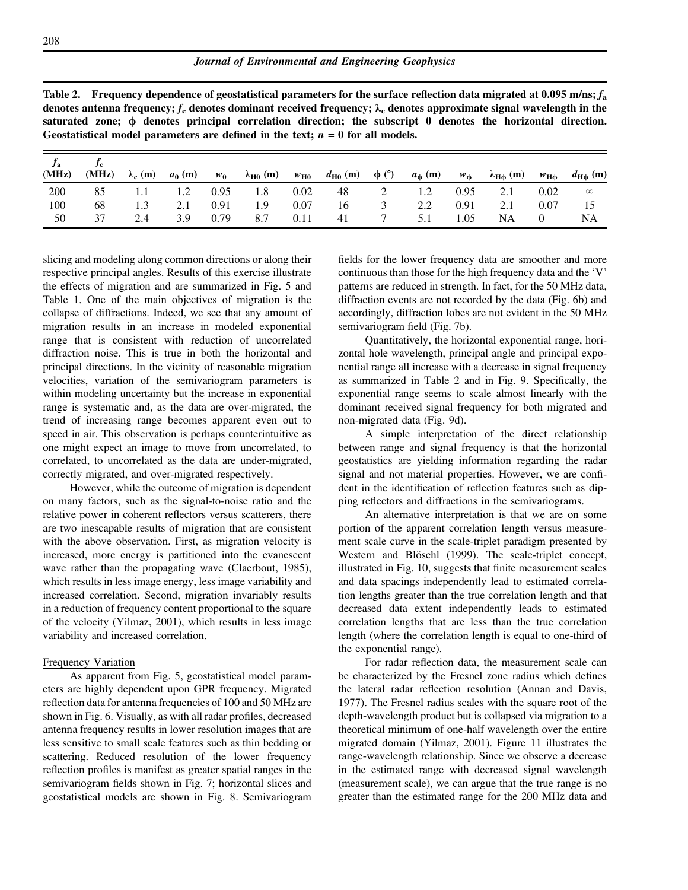Table 2. Frequency dependence of geostatistical parameters for the surface reflection data migrated at 0.095 m/ns; $f_a$ denotes antenna frequency; $f_c$ denotes dominant received frequency; $\lambda_c$ denotes approximate signal wavelength in the saturated zone; $\phi$ denotes principal correlation direction; the subscript 0 denotes the horizontal direction. Geostatistical model parameters are defined in the text; $n = 0$ for all models.

| $f_a$ (MHz) | $f_c$ (MHz) | $\lambda_c$ (m) | $a_0$ (m) | $w_0$ | $\lambda_{H0}$ (m) | $w_{H0}$ | $d_{H0}$ (m) | $\phi$ (°) | $a_\phi$ (m) | $w_\phi$ | $\lambda_{H\phi}$ (m) | $w_{H\phi}$ | $d_{H\phi}$ (m) |
|---|---|---|---|---|---|---|---|---|---|---|---|---|---|
| 200 | 85 | 1.1 | 1.2 | 0.95 | 1.8 | 0.02 | 48 | 2 | 1.2 | 0.95 | 2.1 | 0.02 | $\infty$ |
| 100 | 68 | 1.3 | 2.1 | 0.91 | 1.9 | 0.07 | 16 | 3 | 2.2 | 0.91 | 2.1 | 0.07 | 15 |
| 50 | 37 | 2.4 | 3.9 | 0.79 | 8.7 | 0.11 | 41 | 7 | 5.1 | 1.05 | NA | 0 | NA |

slicing and modeling along common directions or along their respective principal angles. Results of this exercise illustrate the effects of migration and are summarized in Fig. 5 and Table 1. One of the main objectives of migration is the collapse of diffractions. Indeed, we see that any amount of migration results in an increase in modeled exponential range that is consistent with reduction of uncorrelated diffraction noise. This is true in both the horizontal and principal directions. In the vicinity of reasonable migration velocities, variation of the semivariogram parameters is within modeling uncertainty but the increase in exponential range is systematic and, as the data are over-migrated, the trend of increasing range becomes apparent even out to speed in air. This observation is perhaps counterintuitive as one might expect an image to move from uncorrelated, to correlated, to uncorrelated as the data are under-migrated, correctly migrated, and over-migrated respectively.

However, while the outcome of migration is dependent on many factors, such as the signal-to-noise ratio and the relative power in coherent reflectors versus scatterers, there are two inescapable results of migration that are consistent with the above observation. First, as migration velocity is increased, more energy is partitioned into the evanescent wave rather than the propagating wave (Claerbout, 1985), which results in less image energy, less image variability and increased correlation. Second, migration invariably results in a reduction of frequency content proportional to the square of the velocity (Yilmaz, 2001), which results in less image variability and increased correlation.

### Frequency Variation

As apparent from Fig. 5, geostatistical model parameters are highly dependent upon GPR frequency. Migrated reflection data for antenna frequencies of 100 and 50 MHz are shown in Fig. 6. Visually, as with all radar profiles, decreased antenna frequency results in lower resolution images that are less sensitive to small scale features such as thin bedding or scattering. Reduced resolution of the lower frequency reflection profiles is manifest as greater spatial ranges in the semivariogram fields shown in Fig. 7; horizontal slices and geostatistical models are shown in Fig. 8. Semivariogram fields for the lower frequency data are smoother and more continuous than those for the high frequency data and the 'V' patterns are reduced in strength. In fact, for the 50 MHz data, diffraction events are not recorded by the data (Fig. 6b) and accordingly, diffraction lobes are not evident in the 50 MHz semivariogram field (Fig. 7b).

Quantitatively, the horizontal exponential range, horizontal hole wavelength, principal angle and principal exponential range all increase with a decrease in signal frequency as summarized in Table 2 and in Fig. 9. Specifically, the exponential range seems to scale almost linearly with the dominant received signal frequency for both migrated and non-migrated data (Fig. 9d).

A simple interpretation of the direct relationship between range and signal frequency is that the horizontal geostatistics are yielding information regarding the radar signal and not material properties. However, we are confident in the identification of reflection features such as dipping reflectors and diffractions in the semivariograms.

An alternative interpretation is that we are on some portion of the apparent correlation length versus measurement scale curve in the scale-triplet paradigm presented by Western and Blöschl (1999). The scale-triplet concept, illustrated in Fig. 10, suggests that finite measurement scales and data spacings independently lead to estimated correlation lengths greater than the true correlation length and that decreased data extent independently leads to estimated correlation lengths that are less than the true correlation length (where the correlation length is equal to one-third of the exponential range).

For radar reflection data, the measurement scale can be characterized by the Fresnel zone radius which defines the lateral radar reflection resolution (Annan and Davis, 1977). The Fresnel radius scales with the square root of the depth-wavelength product but is collapsed via migration to a theoretical minimum of one-half wavelength over the entire migrated domain (Yilmaz, 2001). Figure 11 illustrates the range-wavelength relationship. Since we observe a decrease in the estimated range with decreased signal wavelength (measurement scale), we can argue that the true range is no greater than the estimated range for the 200 MHz data and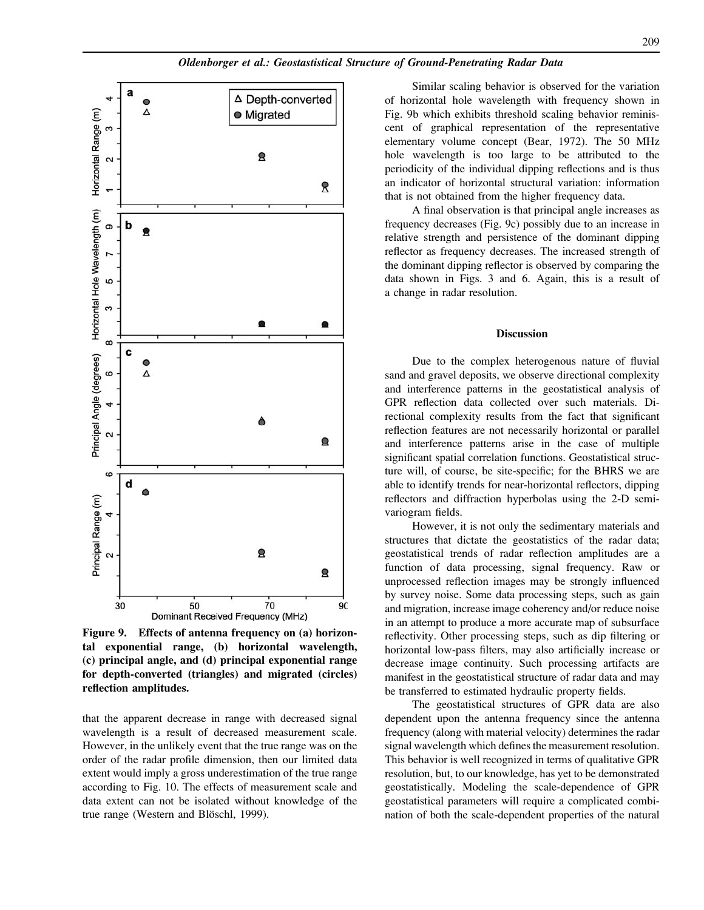a

Horizontal Range (m)

Δ Depth-converted

● Migrated

b

Horizontal Hole Wavelength (m)

c

Principal Angle (degrees)

d

Principal Range (m)

30 50 70 90

Dominant Received Frequency (MHz)

**Figure 9. Effects of antenna frequency on (a) horizontal exponential range, (b) horizontal wavelength, (c) principal angle, and (d) principal exponential range for depth-converted (triangles) and migrated (circles) reflection amplitudes.**

that the apparent decrease in range with decreased signal wavelength is a result of decreased measurement scale. However, in the unlikely event that the true range was on the order of the radar profile dimension, then our limited data extent would imply a gross underestimation of the true range according to Fig. 10. The effects of measurement scale and data extent can not be isolated without knowledge of the true range (Western and Blöschl, 1999).

Similar scaling behavior is observed for the variation of horizontal hole wavelength with frequency shown in Fig. 9b which exhibits threshold scaling behavior reminiscent of graphical representation of the representative elementary volume concept (Bear, 1972). The 50 MHz hole wavelength is too large to be attributed to the periodicity of the individual dipping reflections and is thus an indicator of horizontal structural variation: information that is not obtained from the higher frequency data.

A final observation is that principal angle increases as frequency decreases (Fig. 9c) possibly due to an increase in relative strength and persistence of the dominant dipping reflector as frequency decreases. The increased strength of the dominant dipping reflector is observed by comparing the data shown in Figs. 3 and 6. Again, this is a result of a change in radar resolution.

## Discussion

Due to the complex heterogenous nature of fluvial sand and gravel deposits, we observe directional complexity and interference patterns in the geostatistical analysis of GPR reflection data collected over such materials. Directional complexity results from the fact that significant reflection features are not necessarily horizontal or parallel and interference patterns arise in the case of multiple significant spatial correlation functions. Geostatistical structure will, of course, be site-specific; for the BHRS we are able to identify trends for near-horizontal reflectors, dipping reflectors and diffraction hyperbolas using the 2-D semivariogram fields.

However, it is not only the sedimentary materials and structures that dictate the geostatistics of the radar data; geostatistical trends of radar reflection amplitudes are a function of data processing, signal frequency. Raw or unprocessed reflection images may be strongly influenced by survey noise. Some data processing steps, such as gain and migration, increase image coherency and/or reduce noise in an attempt to produce a more accurate map of subsurface reflectivity. Other processing steps, such as dip filtering or horizontal low-pass filters, may also artificially increase or decrease image continuity. Such processing artifacts are manifest in the geostatistical structure of radar data and may be transferred to estimated hydraulic property fields.

The geostatistical structures of GPR data are also dependent upon the antenna frequency since the antenna frequency (along with material velocity) determines the radar signal wavelength which defines the measurement resolution. This behavior is well recognized in terms of qualitative GPR resolution, but, to our knowledge, has yet to be demonstrated geostatistically. Modeling the scale-dependence of GPR geostatistical parameters will require a complicated combination of both the scale-dependent properties of the natural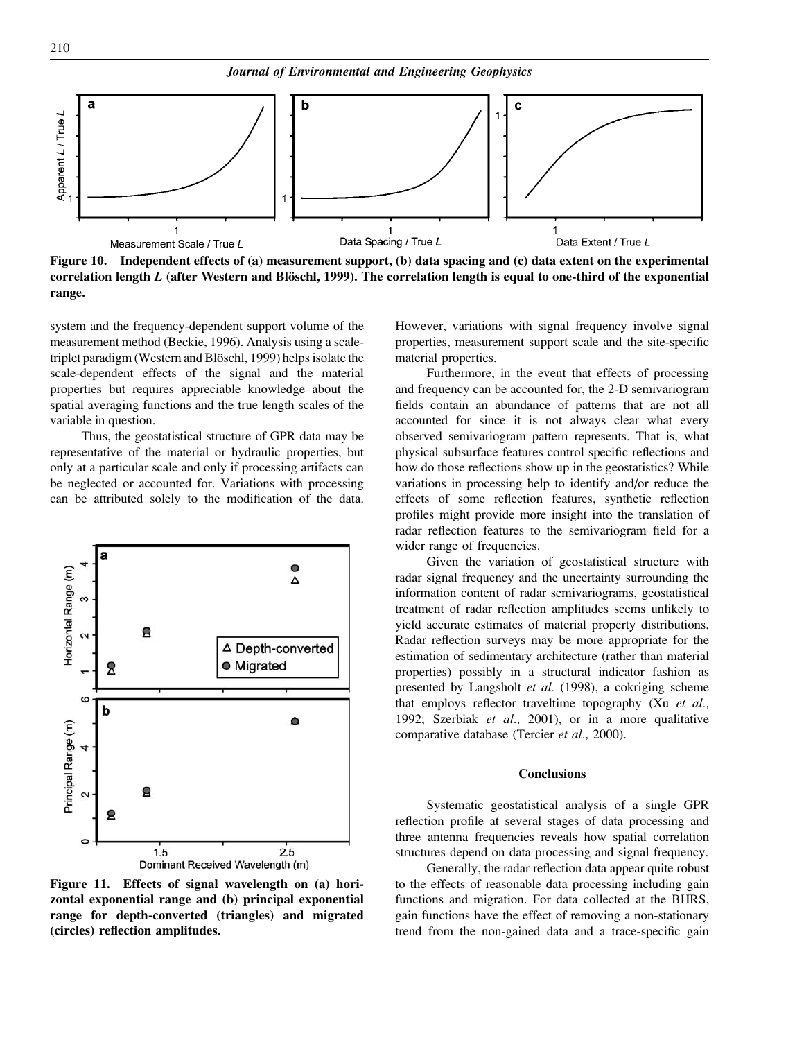**Figure 10.** Independent effects of (a) measurement support, (b) data spacing and (c) data extent on the experimental correlation length $L$ (after Western and Blöschl, 1999). The correlation length is equal to one-third of the exponential range.

system and the frequency-dependent support volume of the measurement method (Beckie, 1996). Analysis using a scale-triplet paradigm (Western and Blöschl, 1999) helps isolate the scale-dependent effects of the signal and the material properties but requires appreciable knowledge about the spatial averaging functions and the true length scales of the variable in question.

Thus, the geostatistical structure of GPR data may be representative of the material or hydraulic properties, but only at a particular scale and only if processing artifacts can be neglected or accounted for. Variations with processing can be attributed solely to the modification of the data. However, variations with signal frequency involve signal properties, measurement support scale and the site-specific material properties.

**Figure 11.** Effects of signal wavelength on (a) horizontal exponential range and (b) principal exponential range for depth-converted (triangles) and migrated (circles) reflection amplitudes.

Furthermore, in the event that effects of processing and frequency can be accounted for, the 2-D semivariogram fields contain an abundance of patterns that are not all accounted for since it is not always clear what every observed semivariogram pattern represents. That is, what physical subsurface features control specific reflections and how do those reflections show up in the geostatistics? While variations in processing help to identify and/or reduce the effects of some reflection features, synthetic reflection profiles might provide more insight into the translation of radar reflection features to the semivariogram field for a wider range of frequencies.

Given the variation of geostatistical structure with radar signal frequency and the uncertainty surrounding the information content of radar semivariograms, geostatistical treatment of radar reflection amplitudes seems unlikely to yield accurate estimates of material property distributions. Radar reflection surveys may be more appropriate for the estimation of sedimentary architecture (rather than material properties) possibly in a structural indicator fashion as presented by Langsholt *et al.* (1998), a cokriging scheme that employs reflector traveltime topography (Xu *et al.,* 1992; Szerbiak *et al.,* 2001), or in a more qualitative comparative database (Tercier *et al.,* 2000).

## Conclusions

Systematic geostatistical analysis of a single GPR reflection profile at several stages of data processing and three antenna frequencies reveals how spatial correlation structures depend on data processing and signal frequency.

Generally, the radar reflection data appear quite robust to the effects of reasonable data processing including gain functions and migration. For data collected at the BHRS, gain functions have the effect of removing a non-stationary trend from the non-gained data and a trace-specific gain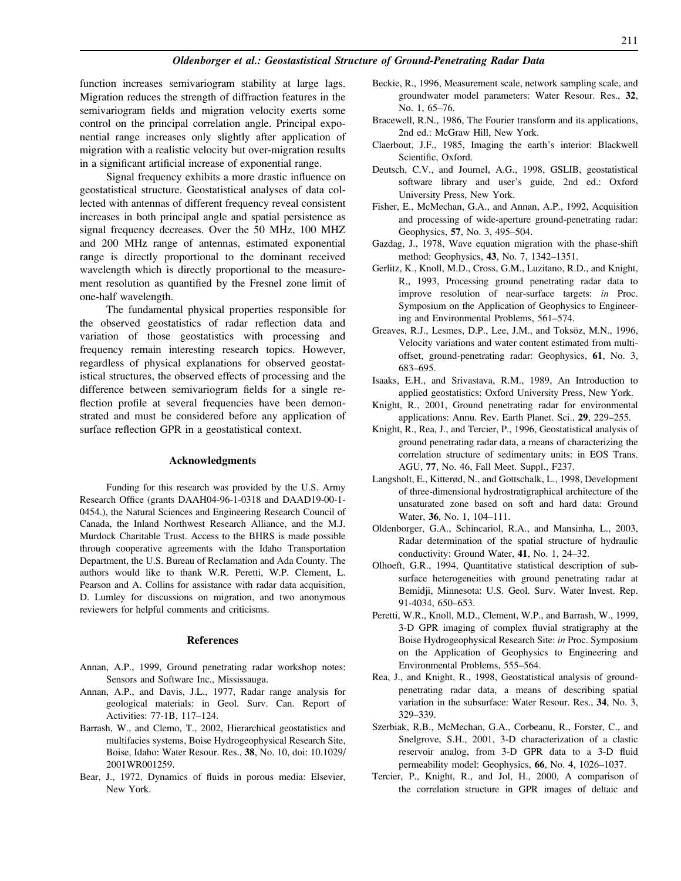function increases semivariogram stability at large lags. Migration reduces the strength of diffraction features in the semivariogram fields and migration velocity exerts some control on the principal correlation angle. Principal exponential range increases only slightly after application of migration with a realistic velocity but over-migration results in a significant artificial increase of exponential range.

Signal frequency exhibits a more drastic influence on geostatistical structure. Geostatistical analyses of data collected with antennas of different frequency reveal consistent increases in both principal angle and spatial persistence as signal frequency decreases. Over the 50 MHz, 100 MHZ and 200 MHz range of antennas, estimated exponential range is directly proportional to the dominant received wavelength which is directly proportional to the measurement resolution as quantified by the Fresnel zone limit of one-half wavelength.

The fundamental physical properties responsible for the observed geostatistics of radar reflection data and variation of those geostatistics with processing and frequency remain interesting research topics. However, regardless of physical explanations for observed geostatistical structures, the observed effects of processing and the difference between semivariogram fields for a single reflection profile at several frequencies have been demonstrated and must be considered before any application of surface reflection GPR in a geostatistical context.

## Acknowledgments

Funding for this research was provided by the U.S. Army Research Office (grants DAAH04-96-1-0318 and DAAD19-00-1-0454.), the Natural Sciences and Engineering Research Council of Canada, the Inland Northwest Research Alliance, and the M.J. Murdock Charitable Trust. Access to the BHRS is made possible through cooperative agreements with the Idaho Transportation Department, the U.S. Bureau of Reclamation and Ada County. The authors would like to thank W.R. Peretti, W.P. Clement, L. Pearson and A. Collins for assistance with radar data acquisition, D. Lumley for discussions on migration, and two anonymous reviewers for helpful comments and criticisms.

## References

Annan, A.P., 1999, Ground penetrating radar workshop notes: Sensors and Software Inc., Mississauga.

Annan, A.P., and Davis, J.L., 1977, Radar range analysis for geological materials: in Geol. Surv. Can. Report of Activities: 77-1B, 117–124.

Barrash, W., and Clemo, T., 2002, Hierarchical geostatistics and multifacies systems, Boise Hydrogeophysical Research Site, Boise, Idaho: Water Resour. Res., **38**, No. 10, doi: 10.1029/2001WR001259.

Bear, J., 1972, Dynamics of fluids in porous media: Elsevier, New York.

Beckie, R., 1996, Measurement scale, network sampling scale, and groundwater model parameters: Water Resour. Res., **32**, No. 1, 65–76.

Bracewell, R.N., 1986, The Fourier transform and its applications, 2nd ed.: McGraw Hill, New York.

Claerbout, J.F., 1985, Imaging the earth's interior: Blackwell Scientific, Oxford.

Deutsch, C.V., and Journel, A.G., 1998, GSLIB, geostatistical software library and user's guide, 2nd ed.: Oxford University Press, New York.

Fisher, E., McMechan, G.A., and Annan, A.P., 1992, Acquisition and processing of wide-aperture ground-penetrating radar: Geophysics, **57**, No. 3, 495–504.

Gazdag, J., 1978, Wave equation migration with the phase-shift method: Geophysics, **43**, No. 7, 1342–1351.

Gerlitz, K., Knoll, M.D., Cross, G.M., Luzitano, R.D., and Knight, R., 1993, Processing ground penetrating radar data to improve resolution of near-surface targets: *in* Proc. Symposium on the Application of Geophysics to Engineering and Environmental Problems, 561–574.

Greaves, R.J., Lesmes, D.P., Lee, J.M., and Toksöz, M.N., 1996, Velocity variations and water content estimated from multi-offset, ground-penetrating radar: Geophysics, **61**, No. 3, 683–695.

Isaaks, E.H., and Srivastava, R.M., 1989, An Introduction to applied geostatistics: Oxford University Press, New York.

Knight, R., 2001, Ground penetrating radar for environmental applications: Annu. Rev. Earth Planet. Sci., **29**, 229–255.

Knight, R., Rea, J., and Tercier, P., 1996, Geostatistical analysis of ground penetrating radar data, a means of characterizing the correlation structure of sedimentary units: in EOS Trans. AGU, **77**, No. 46, Fall Meet. Suppl., F237.

Langsholt, E., Kitterød, N., and Gottschalk, L., 1998, Development of three-dimensional hydrostratigraphical architecture of the unsaturated zone based on soft and hard data: Ground Water, **36**, No. 1, 104–111.

Oldenborger, G.A., Schincariol, R.A., and Mansinha, L., 2003, Radar determination of the spatial structure of hydraulic conductivity: Ground Water, **41**, No. 1, 24–32.

Olhoeft, G.R., 1994, Quantitative statistical description of subsurface heterogeneities with ground penetrating radar at Bemidji, Minnesota: U.S. Geol. Surv. Water Invest. Rep. 91-4034, 650–653.

Peretti, W.R., Knoll, M.D., Clement, W.P., and Barrash, W., 1999, 3-D GPR imaging of complex fluvial stratigraphy at the Boise Hydrogeophysical Research Site: *in* Proc. Symposium on the Application of Geophysics to Engineering and Environmental Problems, 555–564.

Rea, J., and Knight, R., 1998, Geostatistical analysis of ground-penetrating radar data, a means of describing spatial variation in the subsurface: Water Resour. Res., **34**, No. 3, 329–339.

Szerbiak, R.B., McMechan, G.A., Corbeanu, R., Forster, C., and Snelgrove, S.H., 2001, 3-D characterization of a clastic reservoir analog, from 3-D GPR data to a 3-D fluid permeability model: Geophysics, **66**, No. 4, 1026–1037.

Tercier, P., Knight, R., and Jol, H., 2000, A comparison of the correlation structure in GPR images of deltaic and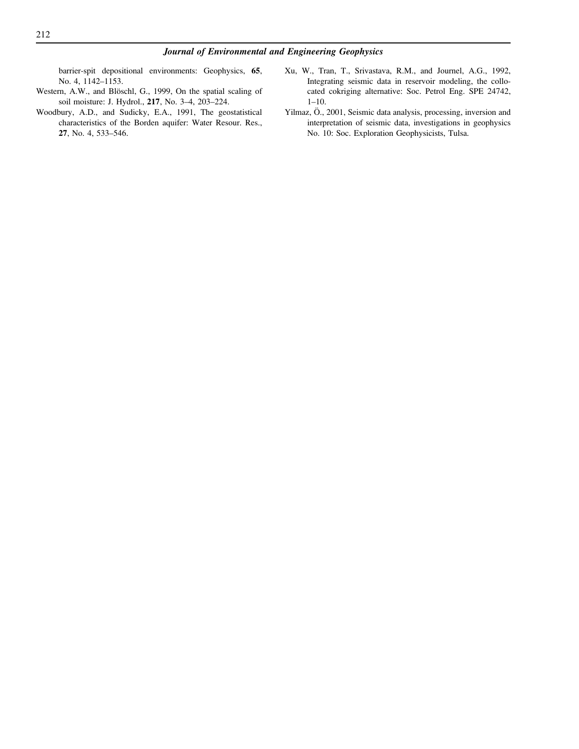barrier-spit depositional environments: Geophysics, **65**, No. 4, 1142–1153.

Western, A.W., and Blöschl, G., 1999, On the spatial scaling of soil moisture: J. Hydrol., **217**, No. 3–4, 203–224.

Woodbury, A.D., and Sudicky, E.A., 1991, The geostatistical characteristics of the Borden aquifer: Water Resour. Res., **27**, No. 4, 533–546.

Xu, W., Tran, T., Srivastava, R.M., and Journel, A.G., 1992, Integrating seismic data in reservoir modeling, the collocated cokriging alternative: Soc. Petrol Eng. SPE 24742, 1–10.

Yilmaz, Ö., 2001, Seismic data analysis, processing, inversion and interpretation of seismic data, investigations in geophysics No. 10: Soc. Exploration Geophysicists, Tulsa.